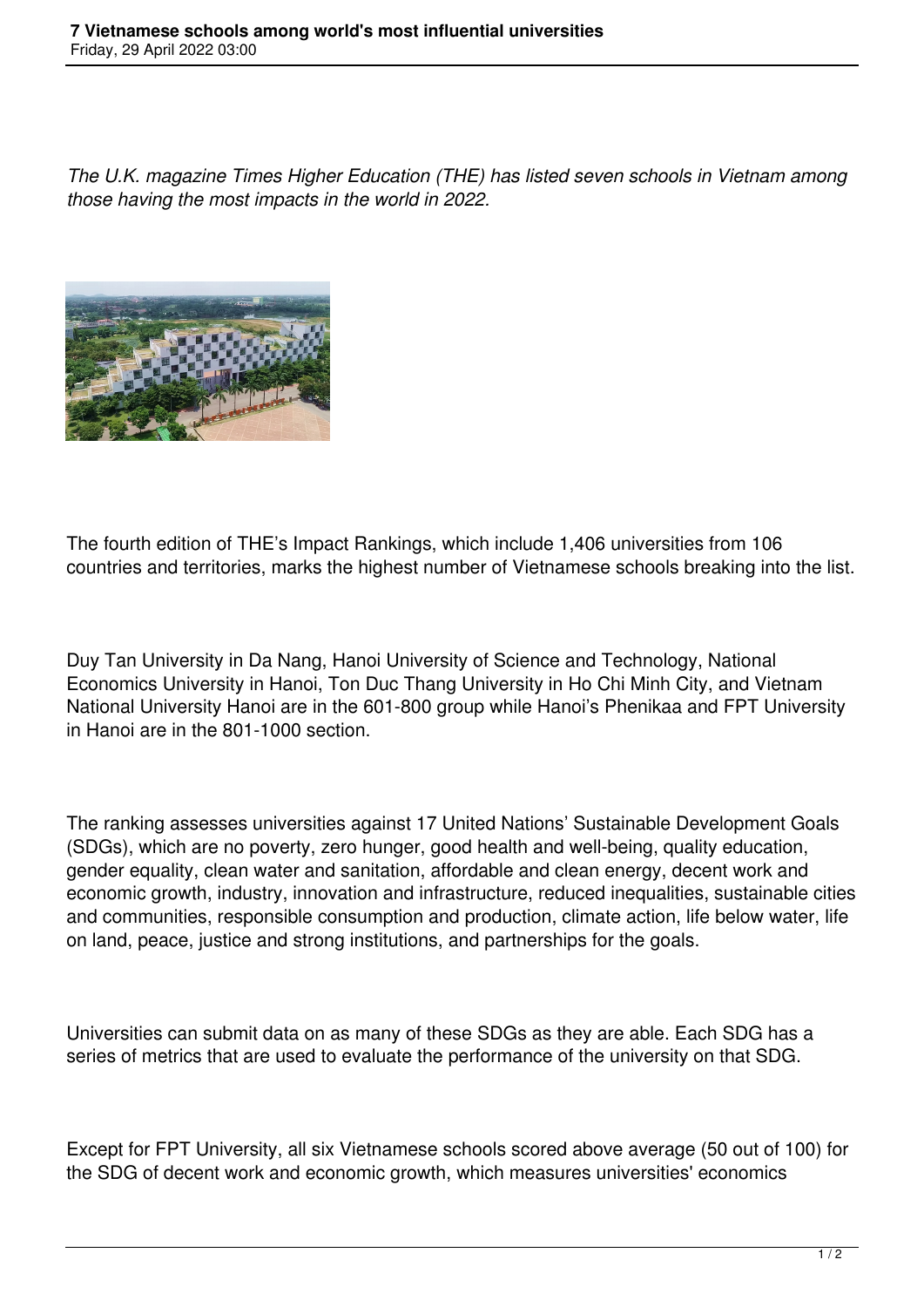# 7 Vietnamese schools among world's most influential universities

Friday, 29 April 2022 03:00

*The U.K. magazine Times Higher Education (THE) has listed seven schools in Vietnam among those having the most impacts in the world in 2022.*

The fourth edition of THE's Impact Rankings, which include 1,406 universities from 106 countries and territories, marks the highest number of Vietnamese schools breaking into the list.

Duy Tan University in Da Nang, Hanoi University of Science and Technology, National Economics University in Hanoi, Ton Duc Thang University in Ho Chi Minh City, and Vietnam National University Hanoi are in the 601-800 group while Hanoi's Phenikaa and FPT University in Hanoi are in the 801-1000 section.

The ranking assesses universities against 17 United Nations' Sustainable Development Goals (SDGs), which are no poverty, zero hunger, good health and well-being, quality education, gender equality, clean water and sanitation, affordable and clean energy, decent work and economic growth, industry, innovation and infrastructure, reduced inequalities, sustainable cities and communities, responsible consumption and production, climate action, life below water, life on land, peace, justice and strong institutions, and partnerships for the goals.

Universities can submit data on as many of these SDGs as they are able. Each SDG has a series of metrics that are used to evaluate the performance of the university on that SDG.

Except for FPT University, all six Vietnamese schools scored above average (50 out of 100) for the SDG of decent work and economic growth, which measures universities' economics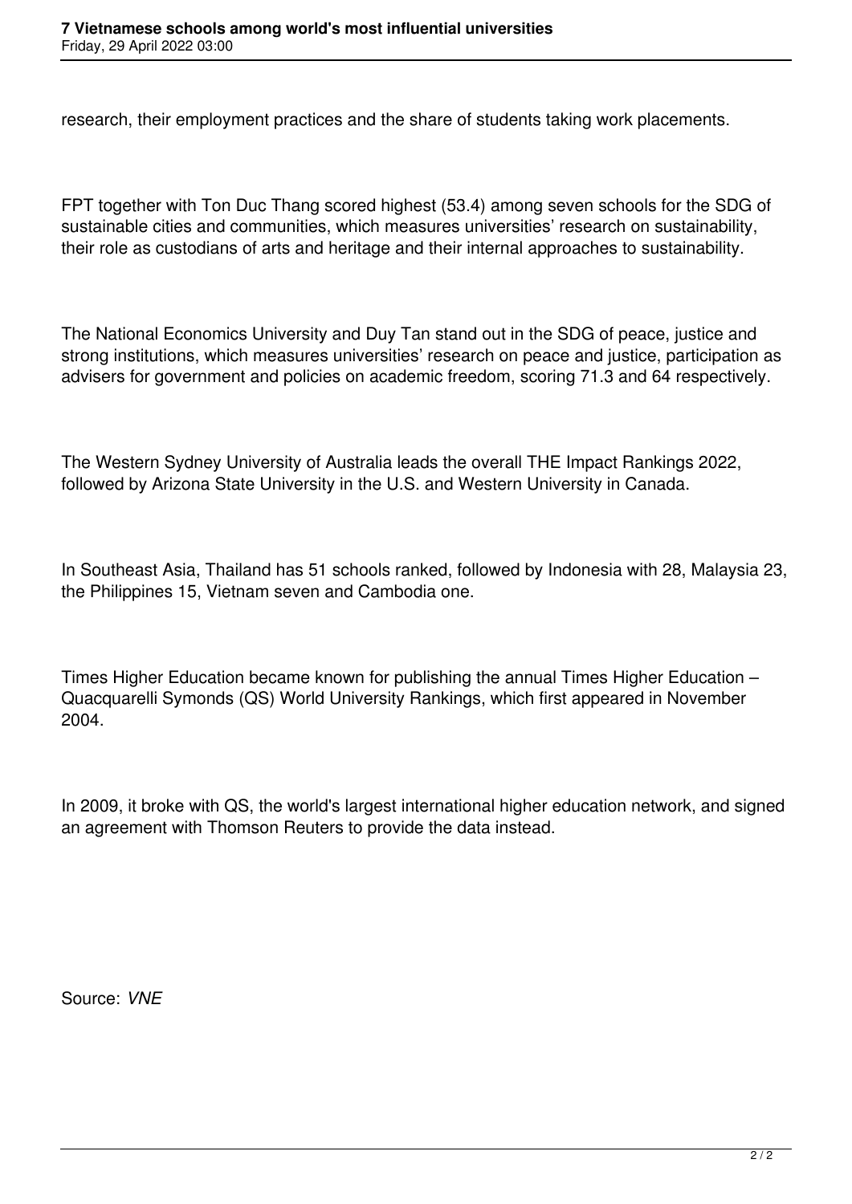research, their employment practices and the share of students taking work placements.

FPT together with Ton Duc Thang scored highest (53.4) among seven schools for the SDG of sustainable cities and communities, which measures universities' research on sustainability, their role as custodians of arts and heritage and their internal approaches to sustainability.

The National Economics University and Duy Tan stand out in the SDG of peace, justice and strong institutions, which measures universities' research on peace and justice, participation as advisers for government and policies on academic freedom, scoring 71.3 and 64 respectively.

The Western Sydney University of Australia leads the overall THE Impact Rankings 2022, followed by Arizona State University in the U.S. and Western University in Canada.

In Southeast Asia, Thailand has 51 schools ranked, followed by Indonesia with 28, Malaysia 23, the Philippines 15, Vietnam seven and Cambodia one.

Times Higher Education became known for publishing the annual Times Higher Education – Quacquarelli Symonds (QS) World University Rankings, which first appeared in November 2004.

In 2009, it broke with QS, the world's largest international higher education network, and signed an agreement with Thomson Reuters to provide the data instead.

Source: *VNE*